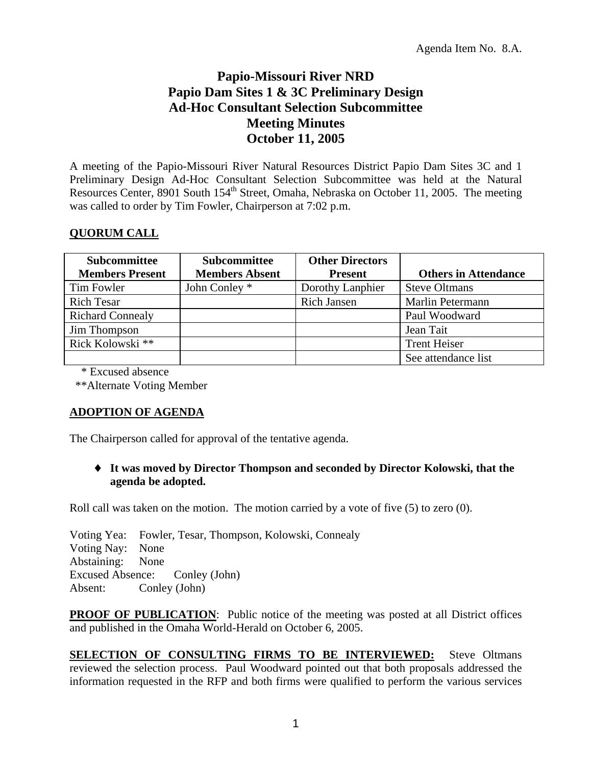Agenda Item No. 8.A.

# Papio-Missouri River NRD
# Papio Dam Sites 1 & 3C Preliminary Design
# Ad-Hoc Consultant Selection Subcommittee
# Meeting Minutes
# October 11, 2005

A meeting of the Papio-Missouri River Natural Resources District Papio Dam Sites 3C and 1 Preliminary Design Ad-Hoc Consultant Selection Subcommittee was held at the Natural Resources Center, 8901 South 154th Street, Omaha, Nebraska on October 11, 2005. The meeting was called to order by Tim Fowler, Chairperson at 7:02 p.m.

## QUORUM CALL

| Subcommittee Members Present | Subcommittee Members Absent | Other Directors Present | Others in Attendance |
|---|---|---|---|
| Tim Fowler | John Conley * | Dorothy Lanphier | Steve Oltmans |
| Rich Tesar | | Rich Jansen | Marlin Petermann |
| Richard Connealy | | | Paul Woodward |
| Jim Thompson | | | Jean Tait |
| Rick Kolowski ** | | | Trent Heiser |
| | | | See attendance list |

\* Excused absence
\*\*Alternate Voting Member

## ADOPTION OF AGENDA

The Chairperson called for approval of the tentative agenda.

- **It was moved by Director Thompson and seconded by Director Kolowski, that the agenda be adopted.**

Roll call was taken on the motion. The motion carried by a vote of five (5) to zero (0).

Voting Yea: Fowler, Tesar, Thompson, Kolowski, Connealy
Voting Nay: None
Abstaining: None
Excused Absence: Conley (John)
Absent: Conley (John)

**PROOF OF PUBLICATION**: Public notice of the meeting was posted at all District offices and published in the Omaha World-Herald on October 6, 2005.

**SELECTION OF CONSULTING FIRMS TO BE INTERVIEWED:** Steve Oltmans reviewed the selection process. Paul Woodward pointed out that both proposals addressed the information requested in the RFP and both firms were qualified to perform the various services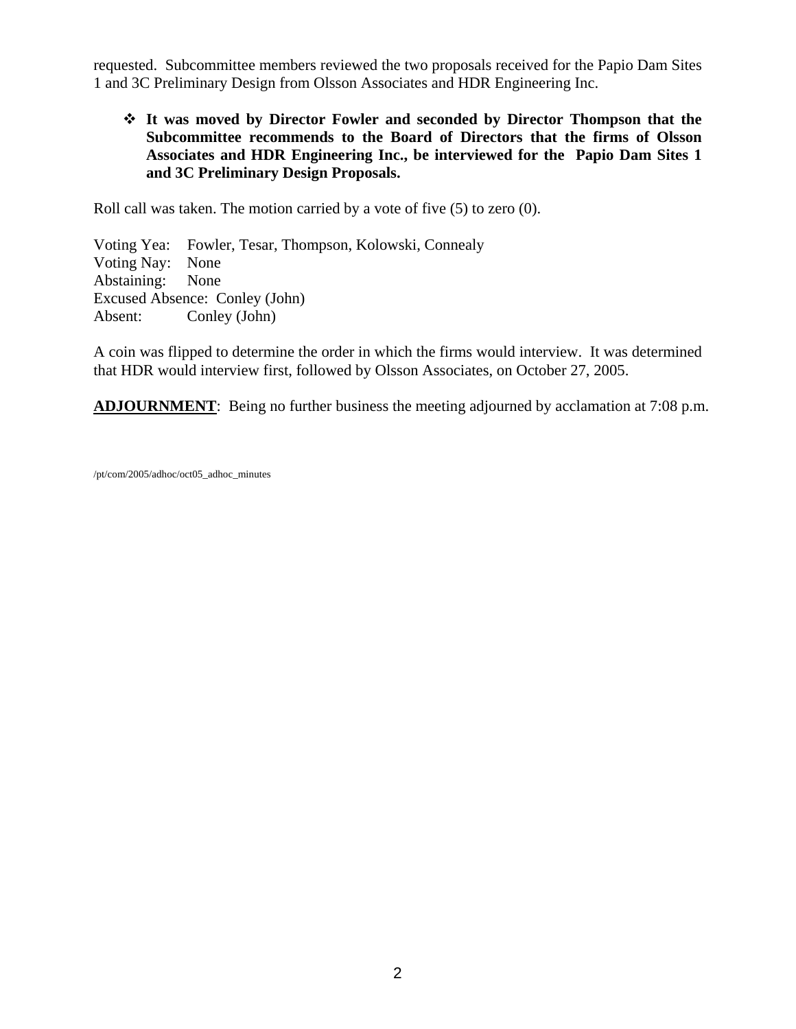requested. Subcommittee members reviewed the two proposals received for the Papio Dam Sites 1 and 3C Preliminary Design from Olsson Associates and HDR Engineering Inc.

- **It was moved by Director Fowler and seconded by Director Thompson that the Subcommittee recommends to the Board of Directors that the firms of Olsson Associates and HDR Engineering Inc., be interviewed for the Papio Dam Sites 1 and 3C Preliminary Design Proposals.**

Roll call was taken. The motion carried by a vote of five (5) to zero (0).

Voting Yea: Fowler, Tesar, Thompson, Kolowski, Connealy
Voting Nay: None
Abstaining: None
Excused Absence: Conley (John)
Absent: Conley (John)

A coin was flipped to determine the order in which the firms would interview. It was determined that HDR would interview first, followed by Olsson Associates, on October 27, 2005.

**ADJOURNMENT**: Being no further business the meeting adjourned by acclamation at 7:08 p.m.

/pt/com/2005/adhoc/oct05_adhoc_minutes